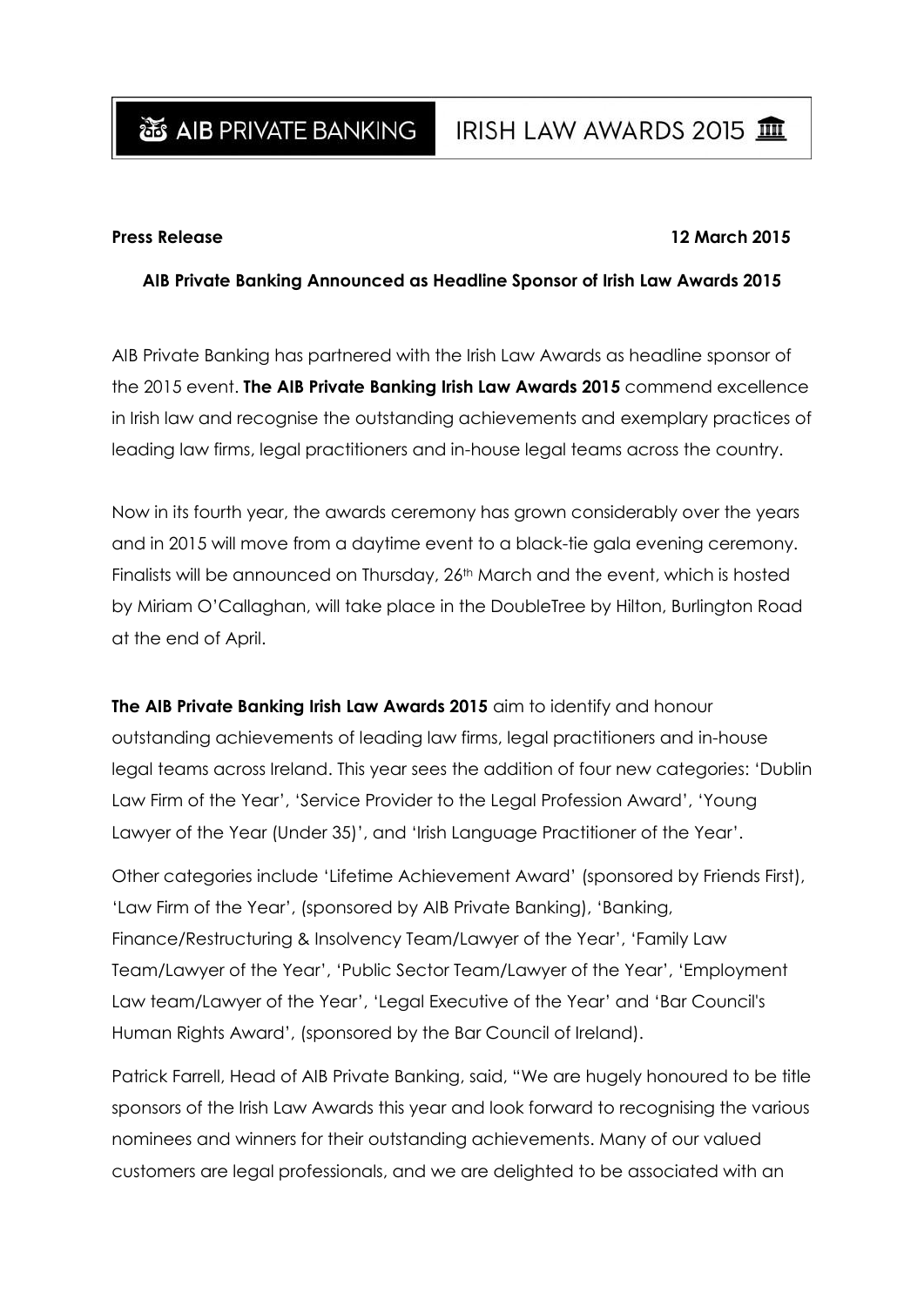AIB PRIVATE BANKING | IRISH LAW AWARDS 2015

**Press Release** **12 March 2015**

**AIB Private Banking Announced as Headline Sponsor of Irish Law Awards 2015**

AIB Private Banking has partnered with the Irish Law Awards as headline sponsor of the 2015 event. **The AIB Private Banking Irish Law Awards 2015** commend excellence in Irish law and recognise the outstanding achievements and exemplary practices of leading law firms, legal practitioners and in-house legal teams across the country.

Now in its fourth year, the awards ceremony has grown considerably over the years and in 2015 will move from a daytime event to a black-tie gala evening ceremony. Finalists will be announced on Thursday, 26th March and the event, which is hosted by Miriam O'Callaghan, will take place in the DoubleTree by Hilton, Burlington Road at the end of April.

**The AIB Private Banking Irish Law Awards 2015** aim to identify and honour outstanding achievements of leading law firms, legal practitioners and in-house legal teams across Ireland. This year sees the addition of four new categories: 'Dublin Law Firm of the Year', 'Service Provider to the Legal Profession Award', 'Young Lawyer of the Year (Under 35)', and 'Irish Language Practitioner of the Year'.

Other categories include 'Lifetime Achievement Award' (sponsored by Friends First), 'Law Firm of the Year', (sponsored by AIB Private Banking), 'Banking, Finance/Restructuring & Insolvency Team/Lawyer of the Year', 'Family Law Team/Lawyer of the Year', 'Public Sector Team/Lawyer of the Year', 'Employment Law team/Lawyer of the Year', 'Legal Executive of the Year' and 'Bar Council's Human Rights Award', (sponsored by the Bar Council of Ireland).

Patrick Farrell, Head of AIB Private Banking, said, "We are hugely honoured to be title sponsors of the Irish Law Awards this year and look forward to recognising the various nominees and winners for their outstanding achievements. Many of our valued customers are legal professionals, and we are delighted to be associated with an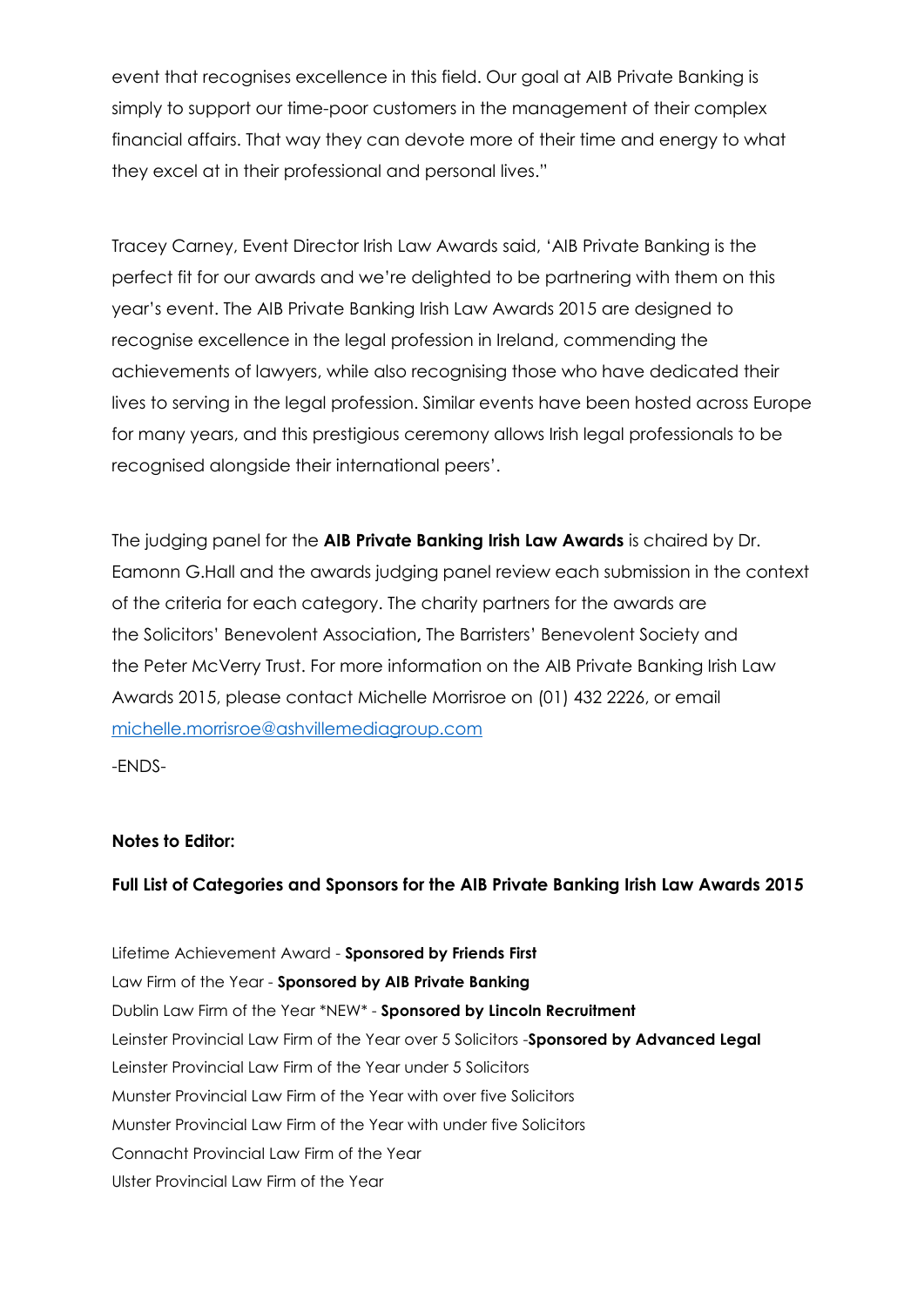event that recognises excellence in this field. Our goal at AIB Private Banking is simply to support our time-poor customers in the management of their complex financial affairs. That way they can devote more of their time and energy to what they excel at in their professional and personal lives."

Tracey Carney, Event Director Irish Law Awards said, 'AIB Private Banking is the perfect fit for our awards and we're delighted to be partnering with them on this year's event. The AIB Private Banking Irish Law Awards 2015 are designed to recognise excellence in the legal profession in Ireland, commending the achievements of lawyers, while also recognising those who have dedicated their lives to serving in the legal profession. Similar events have been hosted across Europe for many years, and this prestigious ceremony allows Irish legal professionals to be recognised alongside their international peers'.

The judging panel for the **AIB Private Banking Irish Law Awards** is chaired by Dr. Eamonn G.Hall and the awards judging panel review each submission in the context of the criteria for each category. The charity partners for the awards are the Solicitors' Benevolent Association**,** The Barristers' Benevolent Society and the Peter McVerry Trust. For more information on the AIB Private Banking Irish Law Awards 2015, please contact Michelle Morrisroe on (01) 432 2226, or email [michelle.morrisroe@ashvillemediagroup.com](mailto:michelle.morrisroe@ashvillemediagroup.com)

-ENDS-

**Notes to Editor:**

**Full List of Categories and Sponsors for the AIB Private Banking Irish Law Awards 2015**

Lifetime Achievement Award - **Sponsored by Friends First**
Law Firm of the Year - **Sponsored by AIB Private Banking**
Dublin Law Firm of the Year *NEW* - **Sponsored by Lincoln Recruitment**
Leinster Provincial Law Firm of the Year over 5 Solicitors -**Sponsored by Advanced Legal**
Leinster Provincial Law Firm of the Year under 5 Solicitors
Munster Provincial Law Firm of the Year with over five Solicitors
Munster Provincial Law Firm of the Year with under five Solicitors
Connacht Provincial Law Firm of the Year
Ulster Provincial Law Firm of the Year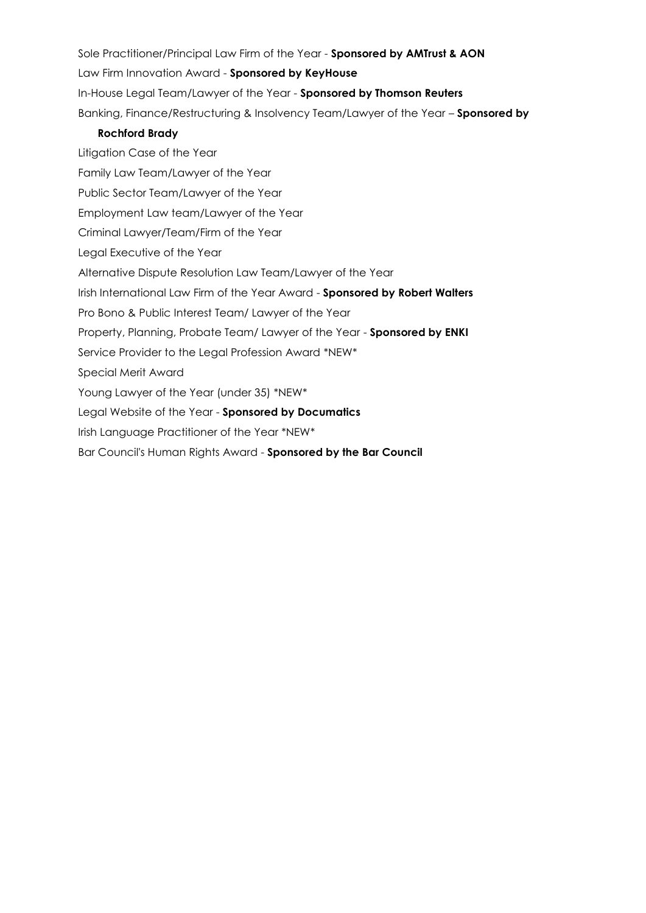Sole Practitioner/Principal Law Firm of the Year - **Sponsored by AMTrust & AON**

Law Firm Innovation Award - **Sponsored by KeyHouse**

In-House Legal Team/Lawyer of the Year - **Sponsored by Thomson Reuters**

Banking, Finance/Restructuring & Insolvency Team/Lawyer of the Year – **Sponsored by Rochford Brady**

Litigation Case of the Year

Family Law Team/Lawyer of the Year

Public Sector Team/Lawyer of the Year

Employment Law team/Lawyer of the Year

Criminal Lawyer/Team/Firm of the Year

Legal Executive of the Year

Alternative Dispute Resolution Law Team/Lawyer of the Year

Irish International Law Firm of the Year Award - **Sponsored by Robert Walters**

Pro Bono & Public Interest Team/ Lawyer of the Year

Property, Planning, Probate Team/ Lawyer of the Year - **Sponsored by ENKI**

Service Provider to the Legal Profession Award *NEW*

Special Merit Award

Young Lawyer of the Year (under 35) *NEW*

Legal Website of the Year - **Sponsored by Documatics**

Irish Language Practitioner of the Year *NEW*

Bar Council's Human Rights Award - **Sponsored by the Bar Council**